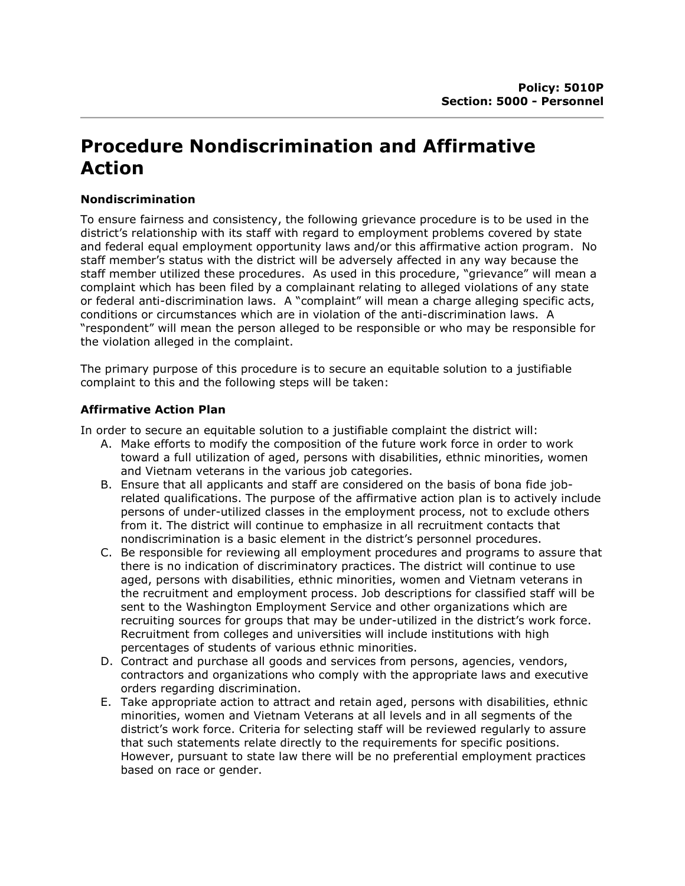**Policy: 5010P**
**Section: 5000 - Personnel**

# Procedure Nondiscrimination and Affirmative Action

### Nondiscrimination

To ensure fairness and consistency, the following grievance procedure is to be used in the district's relationship with its staff with regard to employment problems covered by state and federal equal employment opportunity laws and/or this affirmative action program. No staff member's status with the district will be adversely affected in any way because the staff member utilized these procedures. As used in this procedure, "grievance" will mean a complaint which has been filed by a complainant relating to alleged violations of any state or federal anti-discrimination laws. A "complaint" will mean a charge alleging specific acts, conditions or circumstances which are in violation of the anti-discrimination laws. A "respondent" will mean the person alleged to be responsible or who may be responsible for the violation alleged in the complaint.

The primary purpose of this procedure is to secure an equitable solution to a justifiable complaint to this and the following steps will be taken:

### Affirmative Action Plan

In order to secure an equitable solution to a justifiable complaint the district will:

A. Make efforts to modify the composition of the future work force in order to work toward a full utilization of aged, persons with disabilities, ethnic minorities, women and Vietnam veterans in the various job categories.
B. Ensure that all applicants and staff are considered on the basis of bona fide job-related qualifications. The purpose of the affirmative action plan is to actively include persons of under-utilized classes in the employment process, not to exclude others from it. The district will continue to emphasize in all recruitment contacts that nondiscrimination is a basic element in the district's personnel procedures.
C. Be responsible for reviewing all employment procedures and programs to assure that there is no indication of discriminatory practices. The district will continue to use aged, persons with disabilities, ethnic minorities, women and Vietnam veterans in the recruitment and employment process. Job descriptions for classified staff will be sent to the Washington Employment Service and other organizations which are recruiting sources for groups that may be under-utilized in the district's work force. Recruitment from colleges and universities will include institutions with high percentages of students of various ethnic minorities.
D. Contract and purchase all goods and services from persons, agencies, vendors, contractors and organizations who comply with the appropriate laws and executive orders regarding discrimination.
E. Take appropriate action to attract and retain aged, persons with disabilities, ethnic minorities, women and Vietnam Veterans at all levels and in all segments of the district's work force. Criteria for selecting staff will be reviewed regularly to assure that such statements relate directly to the requirements for specific positions. However, pursuant to state law there will be no preferential employment practices based on race or gender.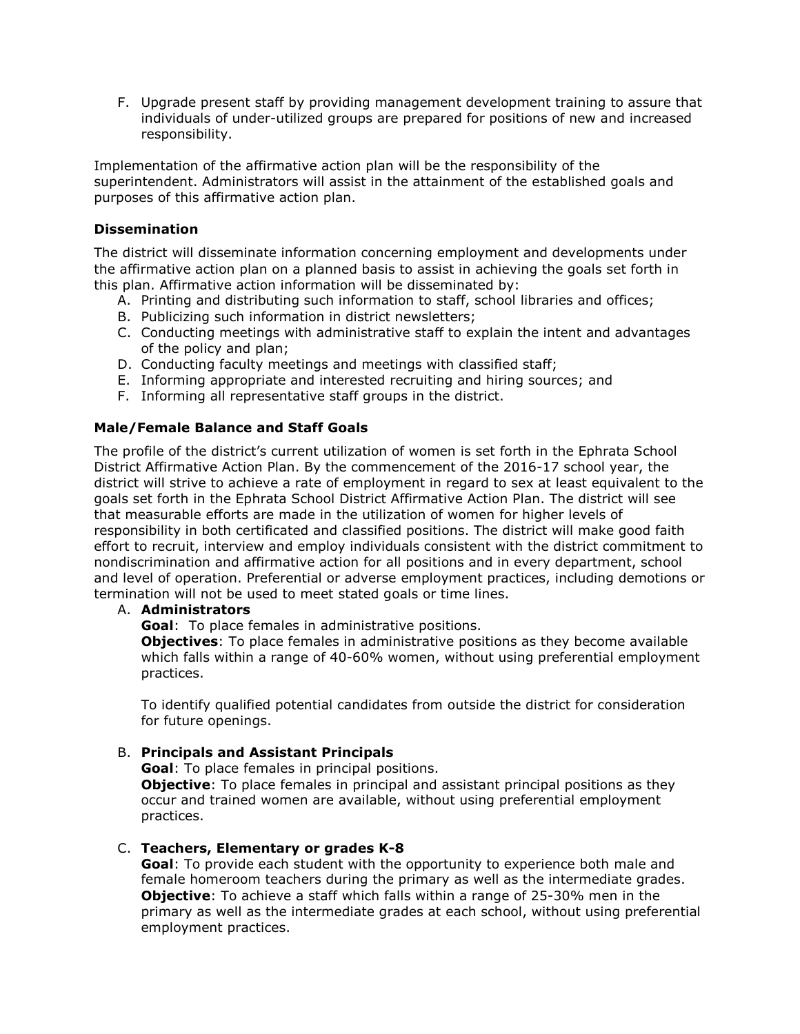F. Upgrade present staff by providing management development training to assure that individuals of under-utilized groups are prepared for positions of new and increased responsibility.

Implementation of the affirmative action plan will be the responsibility of the superintendent. Administrators will assist in the attainment of the established goals and purposes of this affirmative action plan.

### Dissemination

The district will disseminate information concerning employment and developments under the affirmative action plan on a planned basis to assist in achieving the goals set forth in this plan. Affirmative action information will be disseminated by:

A. Printing and distributing such information to staff, school libraries and offices;
B. Publicizing such information in district newsletters;
C. Conducting meetings with administrative staff to explain the intent and advantages of the policy and plan;
D. Conducting faculty meetings and meetings with classified staff;
E. Informing appropriate and interested recruiting and hiring sources; and
F. Informing all representative staff groups in the district.

### Male/Female Balance and Staff Goals

The profile of the district's current utilization of women is set forth in the Ephrata School District Affirmative Action Plan. By the commencement of the 2016-17 school year, the district will strive to achieve a rate of employment in regard to sex at least equivalent to the goals set forth in the Ephrata School District Affirmative Action Plan. The district will see that measurable efforts are made in the utilization of women for higher levels of responsibility in both certificated and classified positions. The district will make good faith effort to recruit, interview and employ individuals consistent with the district commitment to nondiscrimination and affirmative action for all positions and in every department, school and level of operation. Preferential or adverse employment practices, including demotions or termination will not be used to meet stated goals or time lines.

A. **Administrators**

**Goal**: To place females in administrative positions.

**Objectives**: To place females in administrative positions as they become available which falls within a range of 40-60% women, without using preferential employment practices.

To identify qualified potential candidates from outside the district for consideration for future openings.

B. **Principals and Assistant Principals**

**Goal**: To place females in principal positions.

**Objective**: To place females in principal and assistant principal positions as they occur and trained women are available, without using preferential employment practices.

C. **Teachers, Elementary or grades K-8**

**Goal**: To provide each student with the opportunity to experience both male and female homeroom teachers during the primary as well as the intermediate grades.

**Objective**: To achieve a staff which falls within a range of 25-30% men in the primary as well as the intermediate grades at each school, without using preferential employment practices.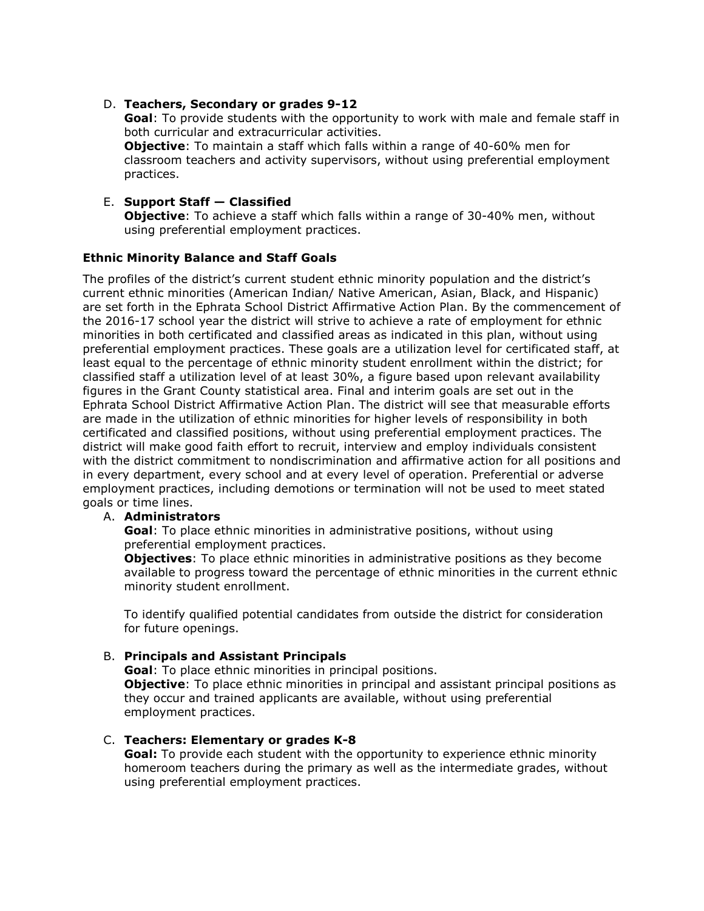D. **Teachers, Secondary or grades 9-12**

**Goal**: To provide students with the opportunity to work with male and female staff in both curricular and extracurricular activities.

**Objective**: To maintain a staff which falls within a range of 40-60% men for classroom teachers and activity supervisors, without using preferential employment practices.

E. **Support Staff — Classified**

**Objective**: To achieve a staff which falls within a range of 30-40% men, without using preferential employment practices.

**Ethnic Minority Balance and Staff Goals**

The profiles of the district's current student ethnic minority population and the district's current ethnic minorities (American Indian/ Native American, Asian, Black, and Hispanic) are set forth in the Ephrata School District Affirmative Action Plan. By the commencement of the 2016-17 school year the district will strive to achieve a rate of employment for ethnic minorities in both certificated and classified areas as indicated in this plan, without using preferential employment practices. These goals are a utilization level for certificated staff, at least equal to the percentage of ethnic minority student enrollment within the district; for classified staff a utilization level of at least 30%, a figure based upon relevant availability figures in the Grant County statistical area. Final and interim goals are set out in the Ephrata School District Affirmative Action Plan. The district will see that measurable efforts are made in the utilization of ethnic minorities for higher levels of responsibility in both certificated and classified positions, without using preferential employment practices. The district will make good faith effort to recruit, interview and employ individuals consistent with the district commitment to nondiscrimination and affirmative action for all positions and in every department, every school and at every level of operation. Preferential or adverse employment practices, including demotions or termination will not be used to meet stated goals or time lines.

A. **Administrators**

**Goal**: To place ethnic minorities in administrative positions, without using preferential employment practices.

**Objectives**: To place ethnic minorities in administrative positions as they become available to progress toward the percentage of ethnic minorities in the current ethnic minority student enrollment.

To identify qualified potential candidates from outside the district for consideration for future openings.

B. **Principals and Assistant Principals**

**Goal**: To place ethnic minorities in principal positions.

**Objective**: To place ethnic minorities in principal and assistant principal positions as they occur and trained applicants are available, without using preferential employment practices.

C. **Teachers: Elementary or grades K-8**

**Goal:** To provide each student with the opportunity to experience ethnic minority homeroom teachers during the primary as well as the intermediate grades, without using preferential employment practices.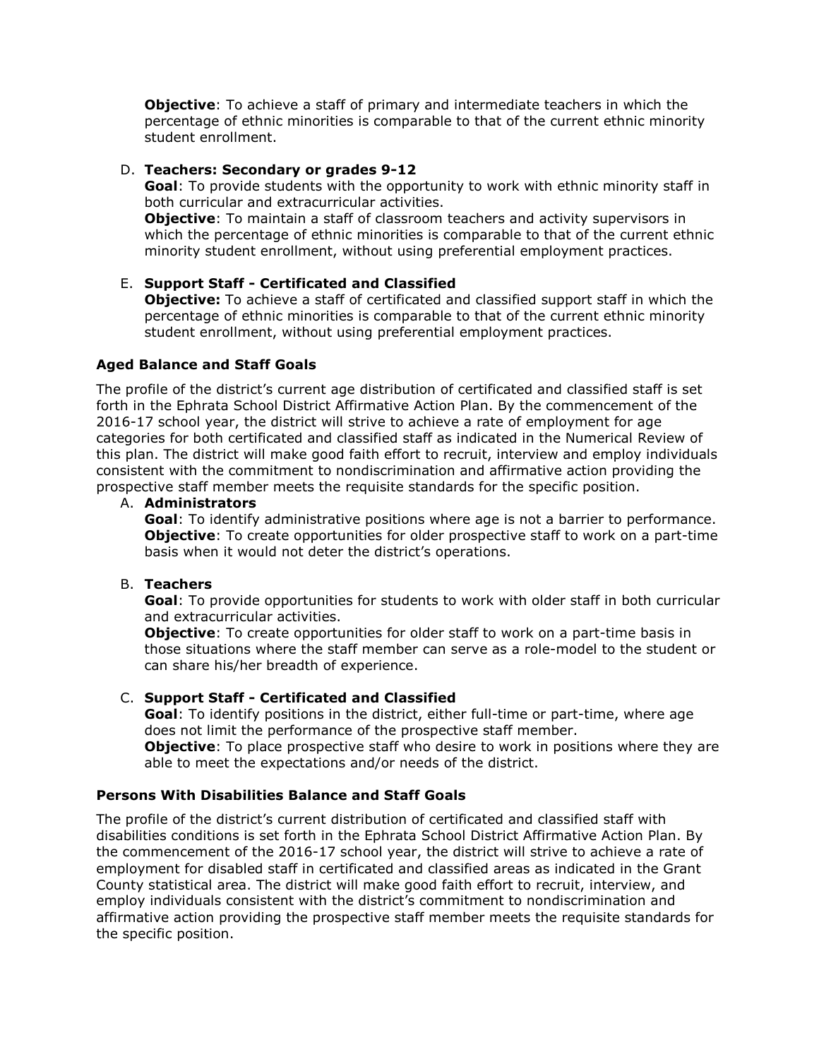**Objective**: To achieve a staff of primary and intermediate teachers in which the percentage of ethnic minorities is comparable to that of the current ethnic minority student enrollment.

D. **Teachers: Secondary or grades 9-12**
**Goal**: To provide students with the opportunity to work with ethnic minority staff in both curricular and extracurricular activities.
**Objective**: To maintain a staff of classroom teachers and activity supervisors in which the percentage of ethnic minorities is comparable to that of the current ethnic minority student enrollment, without using preferential employment practices.

E. **Support Staff - Certificated and Classified**
**Objective:** To achieve a staff of certificated and classified support staff in which the percentage of ethnic minorities is comparable to that of the current ethnic minority student enrollment, without using preferential employment practices.

**Aged Balance and Staff Goals**

The profile of the district's current age distribution of certificated and classified staff is set forth in the Ephrata School District Affirmative Action Plan. By the commencement of the 2016-17 school year, the district will strive to achieve a rate of employment for age categories for both certificated and classified staff as indicated in the Numerical Review of this plan. The district will make good faith effort to recruit, interview and employ individuals consistent with the commitment to nondiscrimination and affirmative action providing the prospective staff member meets the requisite standards for the specific position.

A. **Administrators**
**Goal**: To identify administrative positions where age is not a barrier to performance.
**Objective**: To create opportunities for older prospective staff to work on a part-time basis when it would not deter the district's operations.

B. **Teachers**
**Goal**: To provide opportunities for students to work with older staff in both curricular and extracurricular activities.
**Objective**: To create opportunities for older staff to work on a part-time basis in those situations where the staff member can serve as a role-model to the student or can share his/her breadth of experience.

C. **Support Staff - Certificated and Classified**
**Goal**: To identify positions in the district, either full-time or part-time, where age does not limit the performance of the prospective staff member.
**Objective**: To place prospective staff who desire to work in positions where they are able to meet the expectations and/or needs of the district.

**Persons With Disabilities Balance and Staff Goals**

The profile of the district's current distribution of certificated and classified staff with disabilities conditions is set forth in the Ephrata School District Affirmative Action Plan. By the commencement of the 2016-17 school year, the district will strive to achieve a rate of employment for disabled staff in certificated and classified areas as indicated in the Grant County statistical area. The district will make good faith effort to recruit, interview, and employ individuals consistent with the district's commitment to nondiscrimination and affirmative action providing the prospective staff member meets the requisite standards for the specific position.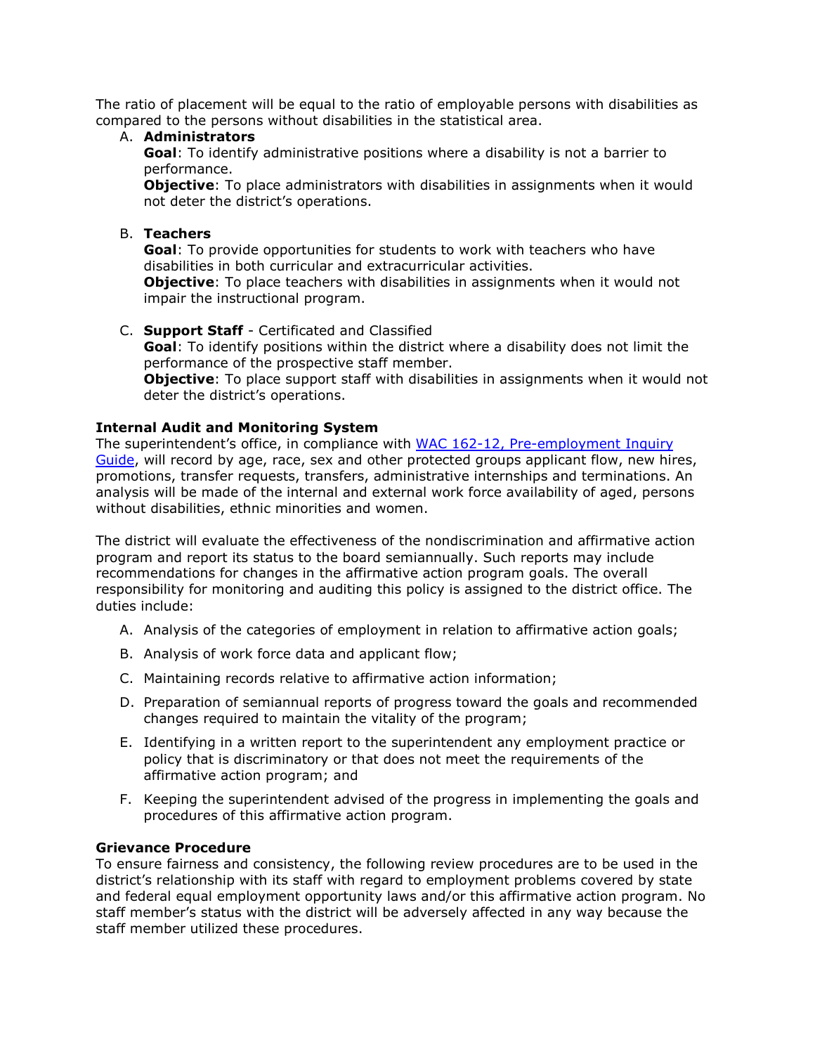The ratio of placement will be equal to the ratio of employable persons with disabilities as compared to the persons without disabilities in the statistical area.

A. **Administrators**
   **Goal**: To identify administrative positions where a disability is not a barrier to performance.
   **Objective**: To place administrators with disabilities in assignments when it would not deter the district's operations.

B. **Teachers**
   **Goal**: To provide opportunities for students to work with teachers who have disabilities in both curricular and extracurricular activities.
   **Objective**: To place teachers with disabilities in assignments when it would not impair the instructional program.

C. **Support Staff** - Certificated and Classified
   **Goal**: To identify positions within the district where a disability does not limit the performance of the prospective staff member.
   **Objective**: To place support staff with disabilities in assignments when it would not deter the district's operations.

**Internal Audit and Monitoring System**

The superintendent's office, in compliance with [WAC 162-12, Pre-employment Inquiry Guide](), will record by age, race, sex and other protected groups applicant flow, new hires, promotions, transfer requests, transfers, administrative internships and terminations. An analysis will be made of the internal and external work force availability of aged, persons without disabilities, ethnic minorities and women.

The district will evaluate the effectiveness of the nondiscrimination and affirmative action program and report its status to the board semiannually. Such reports may include recommendations for changes in the affirmative action program goals. The overall responsibility for monitoring and auditing this policy is assigned to the district office. The duties include:

A. Analysis of the categories of employment in relation to affirmative action goals;

B. Analysis of work force data and applicant flow;

C. Maintaining records relative to affirmative action information;

D. Preparation of semiannual reports of progress toward the goals and recommended changes required to maintain the vitality of the program;

E. Identifying in a written report to the superintendent any employment practice or policy that is discriminatory or that does not meet the requirements of the affirmative action program; and

F. Keeping the superintendent advised of the progress in implementing the goals and procedures of this affirmative action program.

**Grievance Procedure**

To ensure fairness and consistency, the following review procedures are to be used in the district's relationship with its staff with regard to employment problems covered by state and federal equal employment opportunity laws and/or this affirmative action program. No staff member's status with the district will be adversely affected in any way because the staff member utilized these procedures.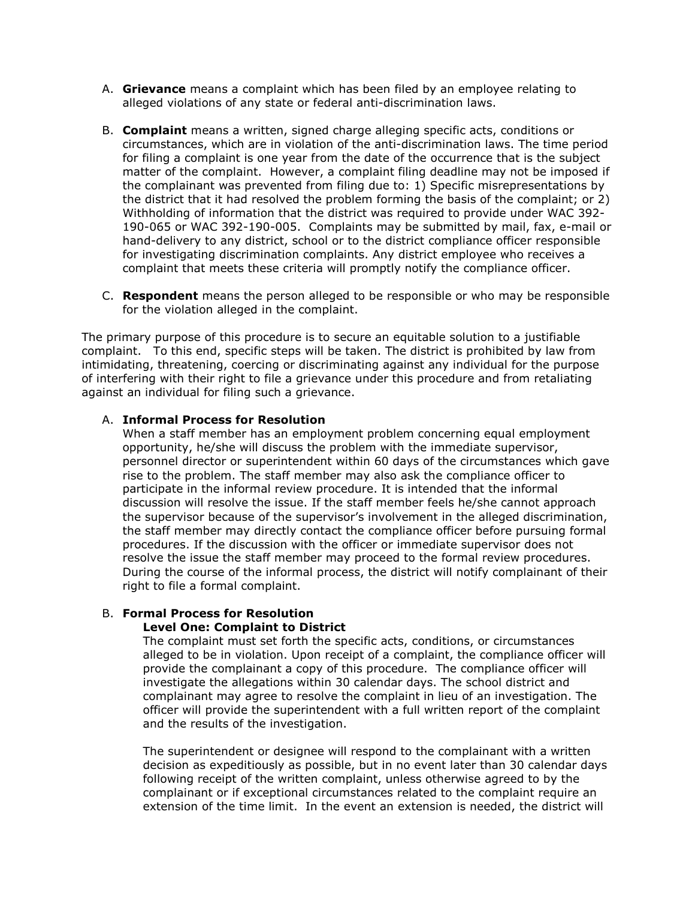A. **Grievance** means a complaint which has been filed by an employee relating to alleged violations of any state or federal anti-discrimination laws.

B. **Complaint** means a written, signed charge alleging specific acts, conditions or circumstances, which are in violation of the anti-discrimination laws. The time period for filing a complaint is one year from the date of the occurrence that is the subject matter of the complaint. However, a complaint filing deadline may not be imposed if the complainant was prevented from filing due to: 1) Specific misrepresentations by the district that it had resolved the problem forming the basis of the complaint; or 2) Withholding of information that the district was required to provide under WAC 392-190-065 or WAC 392-190-005. Complaints may be submitted by mail, fax, e-mail or hand-delivery to any district, school or to the district compliance officer responsible for investigating discrimination complaints. Any district employee who receives a complaint that meets these criteria will promptly notify the compliance officer.

C. **Respondent** means the person alleged to be responsible or who may be responsible for the violation alleged in the complaint.

The primary purpose of this procedure is to secure an equitable solution to a justifiable complaint. To this end, specific steps will be taken. The district is prohibited by law from intimidating, threatening, coercing or discriminating against any individual for the purpose of interfering with their right to file a grievance under this procedure and from retaliating against an individual for filing such a grievance.

A. **Informal Process for Resolution**
When a staff member has an employment problem concerning equal employment opportunity, he/she will discuss the problem with the immediate supervisor, personnel director or superintendent within 60 days of the circumstances which gave rise to the problem. The staff member may also ask the compliance officer to participate in the informal review procedure. It is intended that the informal discussion will resolve the issue. If the staff member feels he/she cannot approach the supervisor because of the supervisor's involvement in the alleged discrimination, the staff member may directly contact the compliance officer before pursuing formal procedures. If the discussion with the officer or immediate supervisor does not resolve the issue the staff member may proceed to the formal review procedures. During the course of the informal process, the district will notify complainant of their right to file a formal complaint.

B. **Formal Process for Resolution**
**Level One: Complaint to District**
The complaint must set forth the specific acts, conditions, or circumstances alleged to be in violation. Upon receipt of a complaint, the compliance officer will provide the complainant a copy of this procedure. The compliance officer will investigate the allegations within 30 calendar days. The school district and complainant may agree to resolve the complaint in lieu of an investigation. The officer will provide the superintendent with a full written report of the complaint and the results of the investigation.

The superintendent or designee will respond to the complainant with a written decision as expeditiously as possible, but in no event later than 30 calendar days following receipt of the written complaint, unless otherwise agreed to by the complainant or if exceptional circumstances related to the complaint require an extension of the time limit. In the event an extension is needed, the district will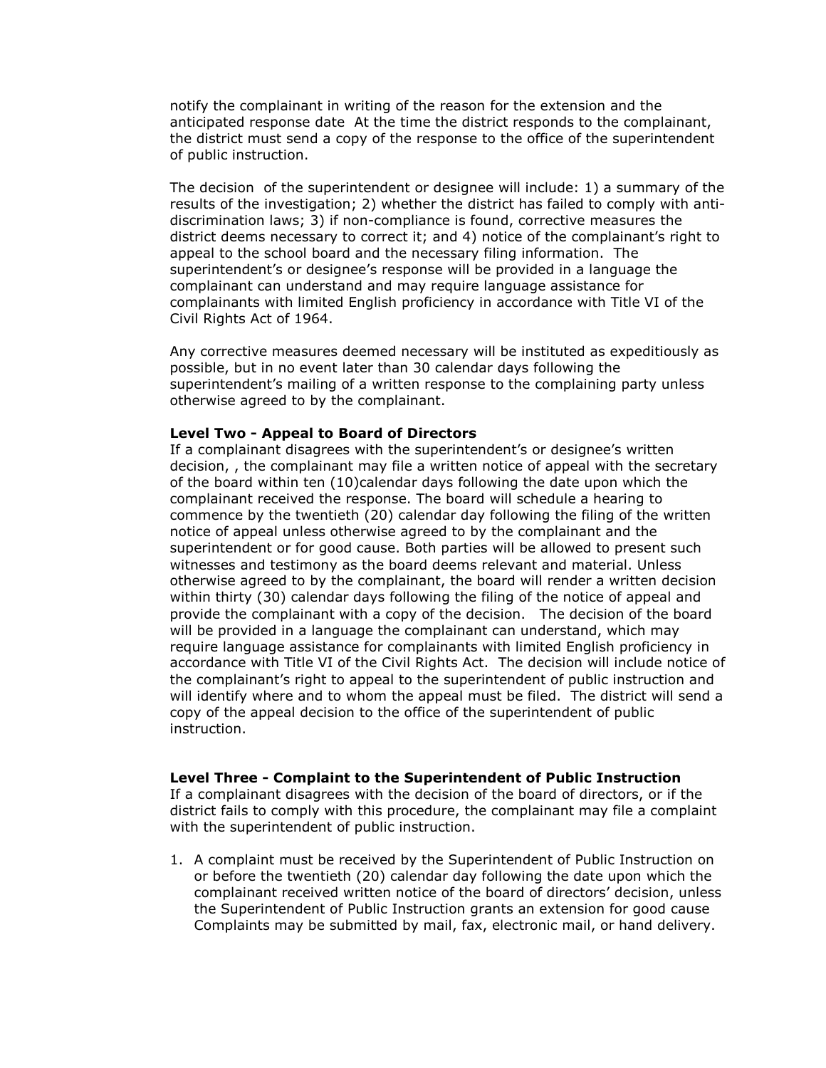notify the complainant in writing of the reason for the extension and the anticipated response date  At the time the district responds to the complainant, the district must send a copy of the response to the office of the superintendent of public instruction.

The decision  of the superintendent or designee will include: 1) a summary of the results of the investigation; 2) whether the district has failed to comply with anti-discrimination laws; 3) if non-compliance is found, corrective measures the district deems necessary to correct it; and 4) notice of the complainant's right to appeal to the school board and the necessary filing information.  The superintendent's or designee's response will be provided in a language the complainant can understand and may require language assistance for complainants with limited English proficiency in accordance with Title VI of the Civil Rights Act of 1964.

Any corrective measures deemed necessary will be instituted as expeditiously as possible, but in no event later than 30 calendar days following the superintendent's mailing of a written response to the complaining party unless otherwise agreed to by the complainant.

**Level Two - Appeal to Board of Directors**

If a complainant disagrees with the superintendent's or designee's written decision, , the complainant may file a written notice of appeal with the secretary of the board within ten (10)calendar days following the date upon which the complainant received the response. The board will schedule a hearing to commence by the twentieth (20) calendar day following the filing of the written notice of appeal unless otherwise agreed to by the complainant and the superintendent or for good cause. Both parties will be allowed to present such witnesses and testimony as the board deems relevant and material. Unless otherwise agreed to by the complainant, the board will render a written decision within thirty (30) calendar days following the filing of the notice of appeal and provide the complainant with a copy of the decision.   The decision of the board will be provided in a language the complainant can understand, which may require language assistance for complainants with limited English proficiency in accordance with Title VI of the Civil Rights Act.  The decision will include notice of the complainant's right to appeal to the superintendent of public instruction and will identify where and to whom the appeal must be filed.  The district will send a copy of the appeal decision to the office of the superintendent of public instruction.

**Level Three - Complaint to the Superintendent of Public Instruction**

If a complainant disagrees with the decision of the board of directors, or if the district fails to comply with this procedure, the complainant may file a complaint with the superintendent of public instruction.

1. A complaint must be received by the Superintendent of Public Instruction on or before the twentieth (20) calendar day following the date upon which the complainant received written notice of the board of directors' decision, unless the Superintendent of Public Instruction grants an extension for good cause Complaints may be submitted by mail, fax, electronic mail, or hand delivery.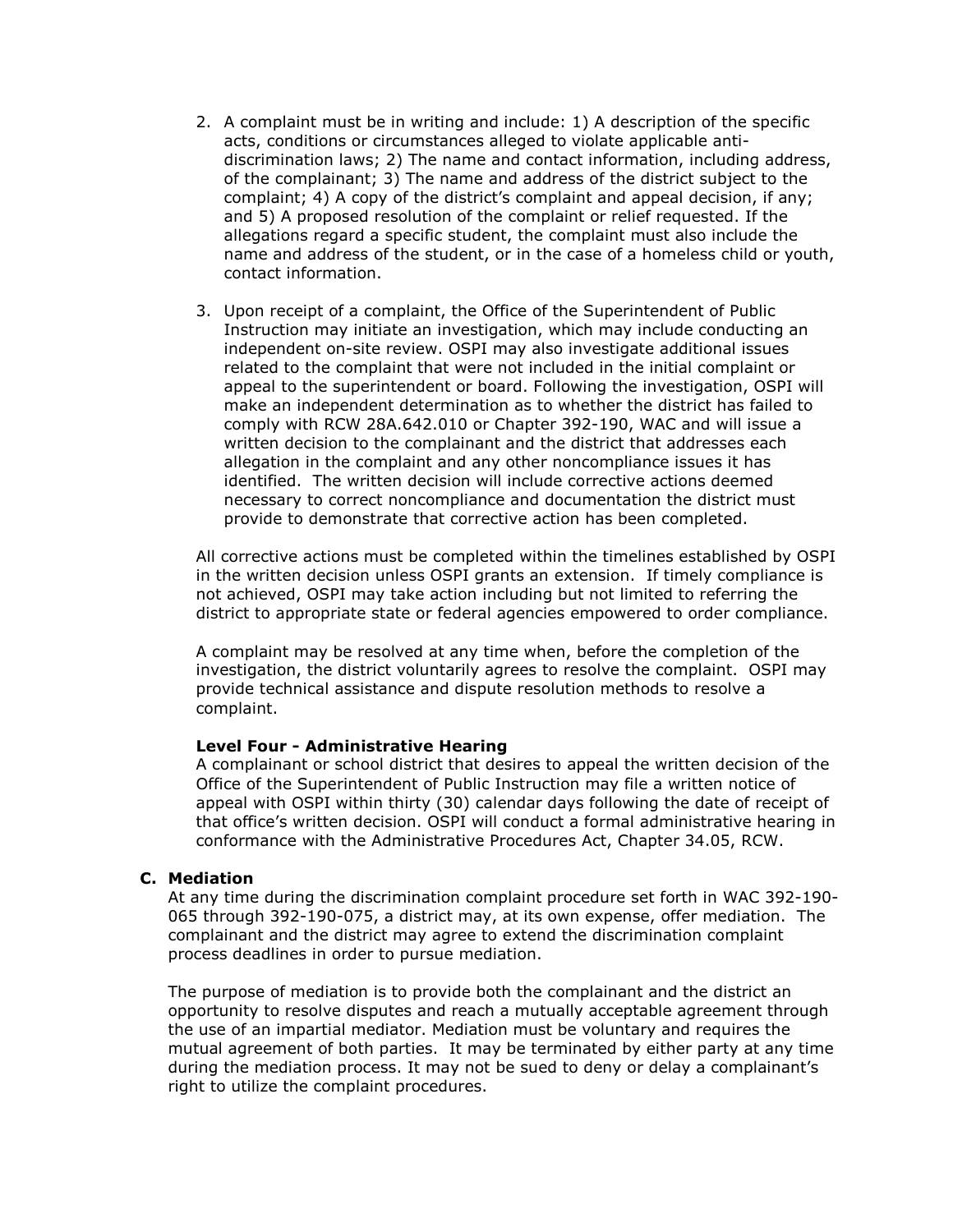2. A complaint must be in writing and include: 1) A description of the specific acts, conditions or circumstances alleged to violate applicable anti-discrimination laws; 2) The name and contact information, including address, of the complainant; 3) The name and address of the district subject to the complaint; 4) A copy of the district's complaint and appeal decision, if any; and 5) A proposed resolution of the complaint or relief requested. If the allegations regard a specific student, the complaint must also include the name and address of the student, or in the case of a homeless child or youth, contact information.

3. Upon receipt of a complaint, the Office of the Superintendent of Public Instruction may initiate an investigation, which may include conducting an independent on-site review. OSPI may also investigate additional issues related to the complaint that were not included in the initial complaint or appeal to the superintendent or board. Following the investigation, OSPI will make an independent determination as to whether the district has failed to comply with RCW 28A.642.010 or Chapter 392-190, WAC and will issue a written decision to the complainant and the district that addresses each allegation in the complaint and any other noncompliance issues it has identified. The written decision will include corrective actions deemed necessary to correct noncompliance and documentation the district must provide to demonstrate that corrective action has been completed.

All corrective actions must be completed within the timelines established by OSPI in the written decision unless OSPI grants an extension. If timely compliance is not achieved, OSPI may take action including but not limited to referring the district to appropriate state or federal agencies empowered to order compliance.

A complaint may be resolved at any time when, before the completion of the investigation, the district voluntarily agrees to resolve the complaint. OSPI may provide technical assistance and dispute resolution methods to resolve a complaint.

**Level Four - Administrative Hearing**
A complainant or school district that desires to appeal the written decision of the Office of the Superintendent of Public Instruction may file a written notice of appeal with OSPI within thirty (30) calendar days following the date of receipt of that office's written decision. OSPI will conduct a formal administrative hearing in conformance with the Administrative Procedures Act, Chapter 34.05, RCW.

### C. Mediation

At any time during the discrimination complaint procedure set forth in WAC 392-190-065 through 392-190-075, a district may, at its own expense, offer mediation. The complainant and the district may agree to extend the discrimination complaint process deadlines in order to pursue mediation.

The purpose of mediation is to provide both the complainant and the district an opportunity to resolve disputes and reach a mutually acceptable agreement through the use of an impartial mediator. Mediation must be voluntary and requires the mutual agreement of both parties. It may be terminated by either party at any time during the mediation process. It may not be sued to deny or delay a complainant's right to utilize the complaint procedures.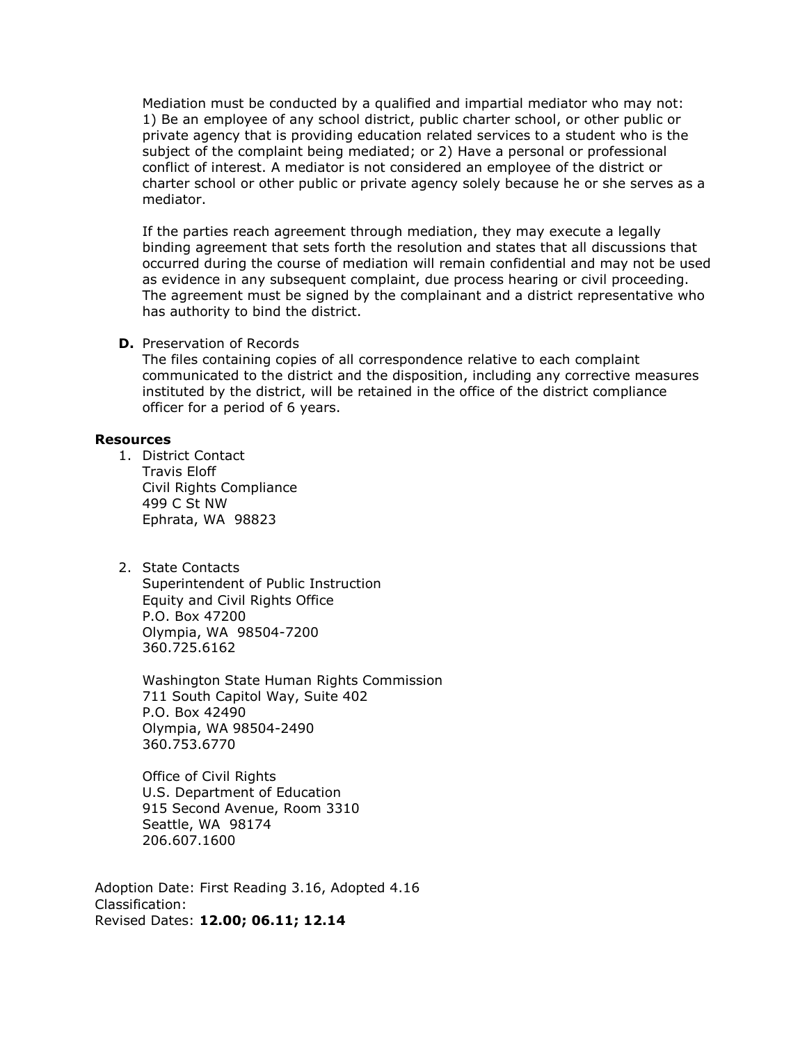Mediation must be conducted by a qualified and impartial mediator who may not: 1) Be an employee of any school district, public charter school, or other public or private agency that is providing education related services to a student who is the subject of the complaint being mediated; or 2) Have a personal or professional conflict of interest. A mediator is not considered an employee of the district or charter school or other public or private agency solely because he or she serves as a mediator.

If the parties reach agreement through mediation, they may execute a legally binding agreement that sets forth the resolution and states that all discussions that occurred during the course of mediation will remain confidential and may not be used as evidence in any subsequent complaint, due process hearing or civil proceeding. The agreement must be signed by the complainant and a district representative who has authority to bind the district.

**D.** Preservation of Records
The files containing copies of all correspondence relative to each complaint communicated to the district and the disposition, including any corrective measures instituted by the district, will be retained in the office of the district compliance officer for a period of 6 years.

**Resources**

1. District Contact
   Travis Eloff
   Civil Rights Compliance
   499 C St NW
   Ephrata, WA 98823

2. State Contacts
   Superintendent of Public Instruction
   Equity and Civil Rights Office
   P.O. Box 47200
   Olympia, WA 98504-7200
   360.725.6162

   Washington State Human Rights Commission
   711 South Capitol Way, Suite 402
   P.O. Box 42490
   Olympia, WA 98504-2490
   360.753.6770

   Office of Civil Rights
   U.S. Department of Education
   915 Second Avenue, Room 3310
   Seattle, WA 98174
   206.607.1600

Adoption Date: First Reading 3.16, Adopted 4.16
Classification:
Revised Dates: **12.00; 06.11; 12.14**